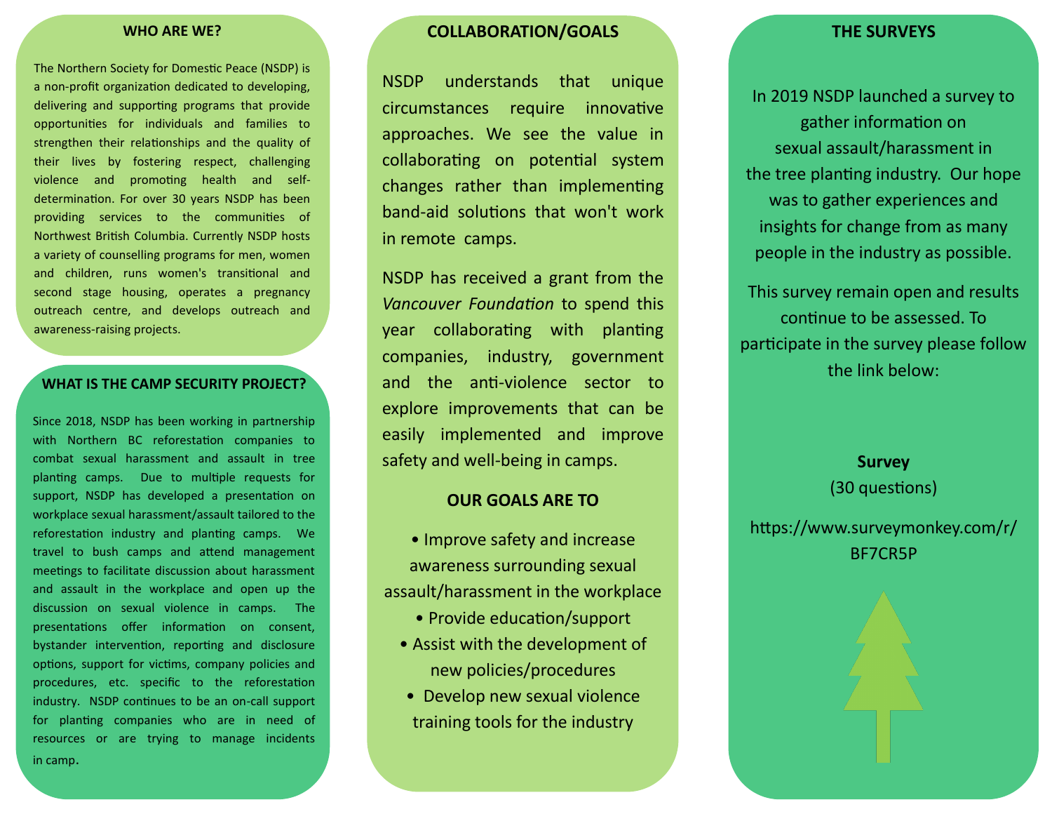## WHO ARE WE?

The Northern Society for Domestic Peace (NSDP) is a non-profit organization dedicated to developing, delivering and supporting programs that provide opportunities for individuals and families to strengthen their relationships and the quality of their lives by fostering respect, challenging violence and promoting health and self-determination. For over 30 years NSDP has been providing services to the communities of Northwest British Columbia. Currently NSDP hosts a variety of counselling programs for men, women and children, runs women's transitional and second stage housing, operates a pregnancy outreach centre, and develops outreach and awareness-raising projects.

## WHAT IS THE CAMP SECURITY PROJECT?

Since 2018, NSDP has been working in partnership with Northern BC reforestation companies to combat sexual harassment and assault in tree planting camps. Due to multiple requests for support, NSDP has developed a presentation on workplace sexual harassment/assault tailored to the reforestation industry and planting camps. We travel to bush camps and attend management meetings to facilitate discussion about harassment and assault in the workplace and open up the discussion on sexual violence in camps. The presentations offer information on consent, bystander intervention, reporting and disclosure options, support for victims, company policies and procedures, etc. specific to the reforestation industry. NSDP continues to be an on-call support for planting companies who are in need of resources or are trying to manage incidents in camp.

## COLLABORATION/GOALS

NSDP understands that unique circumstances require innovative approaches. We see the value in collaborating on potential system changes rather than implementing band-aid solutions that won't work in remote camps.

NSDP has received a grant from the *Vancouver Foundation* to spend this year collaborating with planting companies, industry, government and the anti-violence sector to explore improvements that can be easily implemented and improve safety and well-being in camps.

### OUR GOALS ARE TO

- Improve safety and increase awareness surrounding sexual assault/harassment in the workplace
- Provide education/support
- Assist with the development of new policies/procedures
- Develop new sexual violence training tools for the industry

## THE SURVEYS

In 2019 NSDP launched a survey to gather information on sexual assault/harassment in the tree planting industry. Our hope was to gather experiences and insights for change from as many people in the industry as possible.

This survey remain open and results continue to be assessed. To participate in the survey please follow the link below:

**Survey**
(30 questions)

https://www.surveymonkey.com/r/BF7CR5P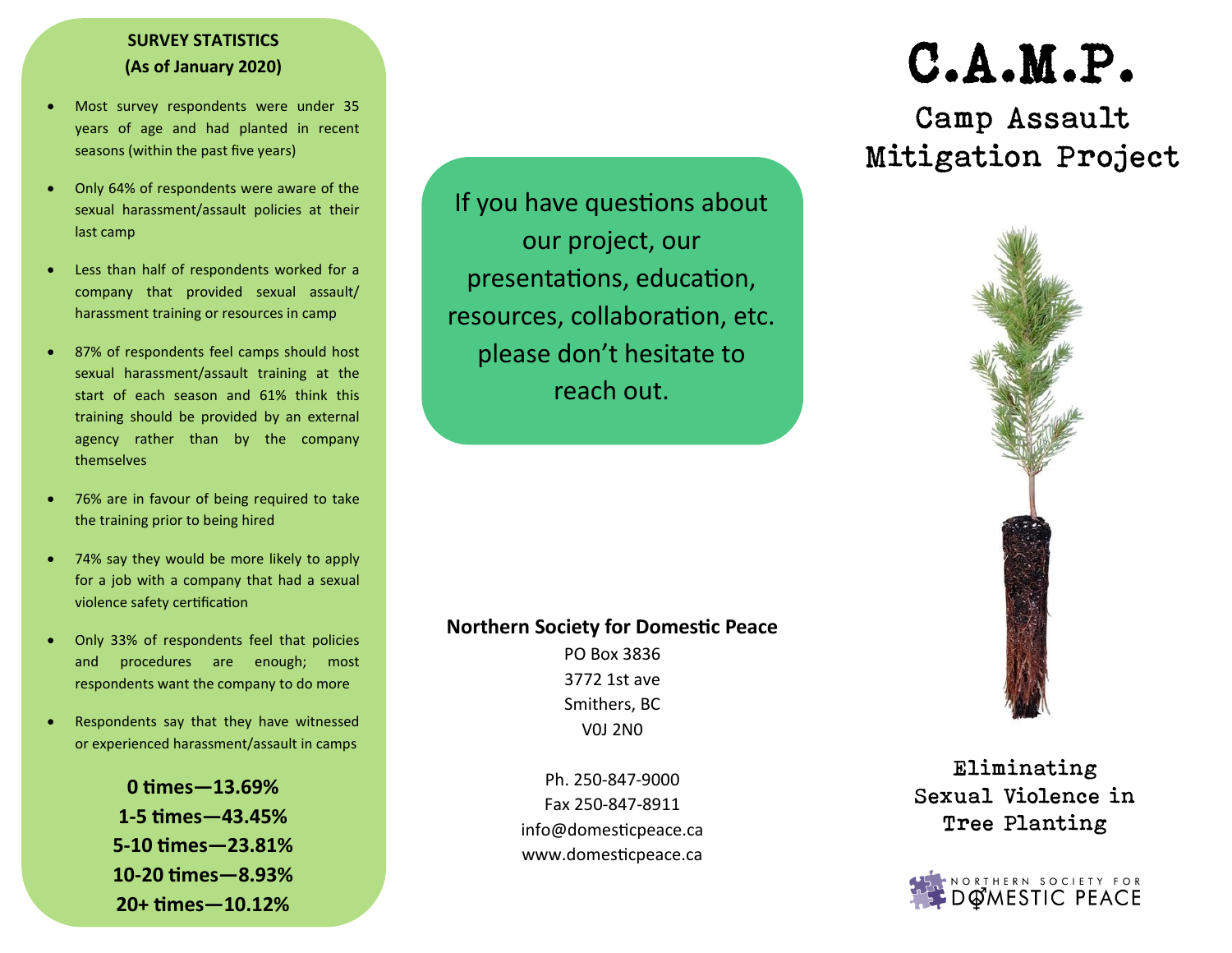## SURVEY STATISTICS (As of January 2020)

- Most survey respondents were under 35 years of age and had planted in recent seasons (within the past five years)
- Only 64% of respondents were aware of the sexual harassment/assault policies at their last camp
- Less than half of respondents worked for a company that provided sexual assault/ harassment training or resources in camp
- 87% of respondents feel camps should host sexual harassment/assault training at the start of each season and 61% think this training should be provided by an external agency rather than by the company themselves
- 76% are in favour of being required to take the training prior to being hired
- 74% say they would be more likely to apply for a job with a company that had a sexual violence safety certification
- Only 33% of respondents feel that policies and procedures are enough; most respondents want the company to do more
- Respondents say that they have witnessed or experienced harassment/assault in camps

**0 times—13.69%**
**1-5 times—43.45%**
**5-10 times—23.81%**
**10-20 times—8.93%**
**20+ times—10.12%**

If you have questions about our project, our presentations, education, resources, collaboration, etc. please don't hesitate to reach out.

**Northern Society for Domestic Peace**
PO Box 3836
3772 1st ave
Smithers, BC
V0J 2N0

Ph. 250-847-9000
Fax 250-847-8911
info@domesticpeace.ca
www.domesticpeace.ca

# C.A.M.P.

## Camp Assault Mitigation Project

Eliminating Sexual Violence in Tree Planting

NORTHERN SOCIETY FOR DOMESTIC PEACE